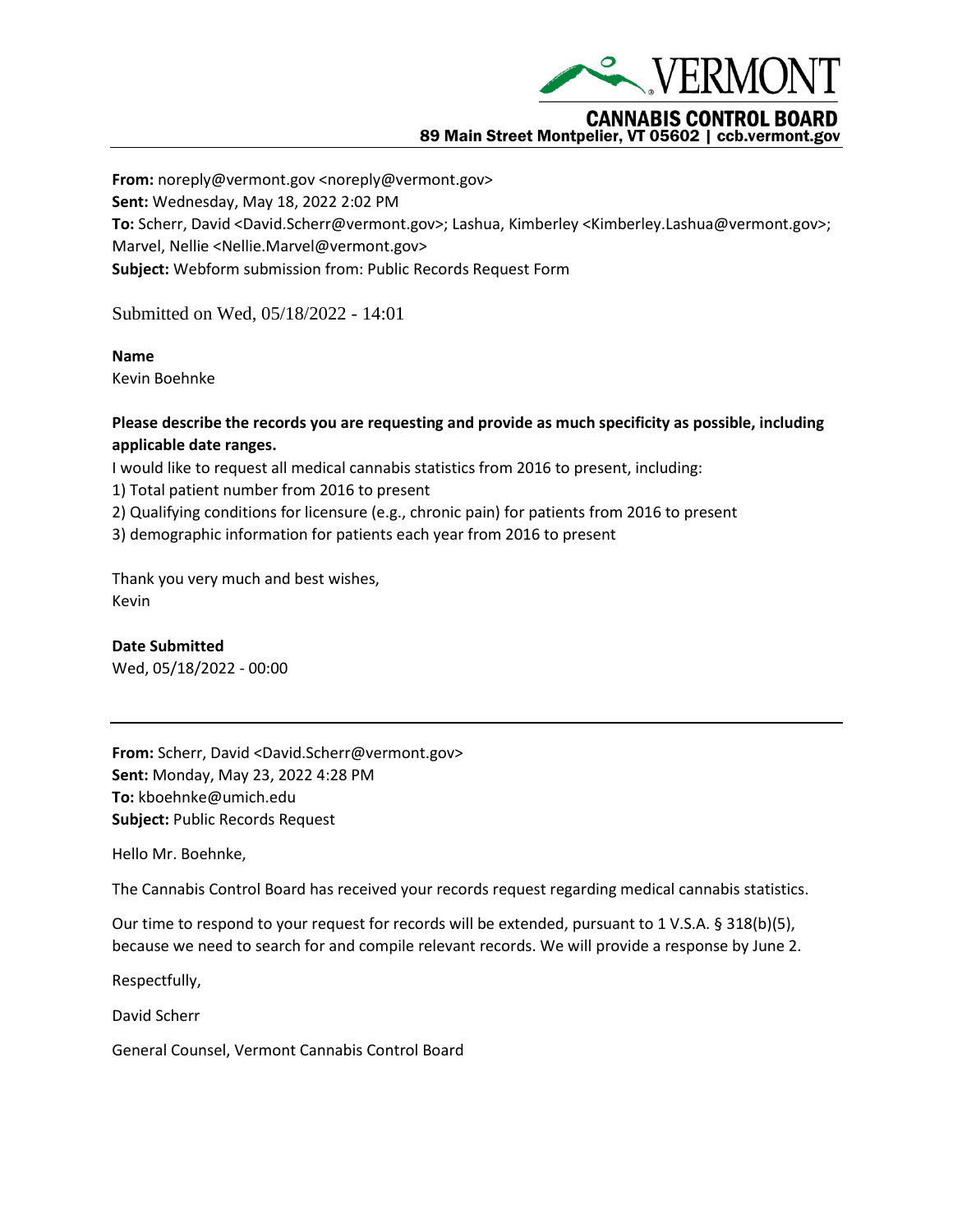VERMONT

CANNABIS CONTROL BOARD
89 Main Street Montpelier, VT 05602 | ccb.vermont.gov

---

**From:** noreply@vermont.gov <noreply@vermont.gov>
**Sent:** Wednesday, May 18, 2022 2:02 PM
**To:** Scherr, David <David.Scherr@vermont.gov>; Lashua, Kimberley <Kimberley.Lashua@vermont.gov>; Marvel, Nellie <Nellie.Marvel@vermont.gov>
**Subject:** Webform submission from: Public Records Request Form

Submitted on Wed, 05/18/2022 - 14:01

**Name**
Kevin Boehnke

**Please describe the records you are requesting and provide as much specificity as possible, including applicable date ranges.**
I would like to request all medical cannabis statistics from 2016 to present, including:
1) Total patient number from 2016 to present
2) Qualifying conditions for licensure (e.g., chronic pain) for patients from 2016 to present
3) demographic information for patients each year from 2016 to present

Thank you very much and best wishes,
Kevin

**Date Submitted**
Wed, 05/18/2022 - 00:00

---

**From:** Scherr, David <David.Scherr@vermont.gov>
**Sent:** Monday, May 23, 2022 4:28 PM
**To:** kboehnke@umich.edu
**Subject:** Public Records Request

Hello Mr. Boehnke,

The Cannabis Control Board has received your records request regarding medical cannabis statistics.

Our time to respond to your request for records will be extended, pursuant to 1 V.S.A. § 318(b)(5), because we need to search for and compile relevant records. We will provide a response by June 2.

Respectfully,

David Scherr

General Counsel, Vermont Cannabis Control Board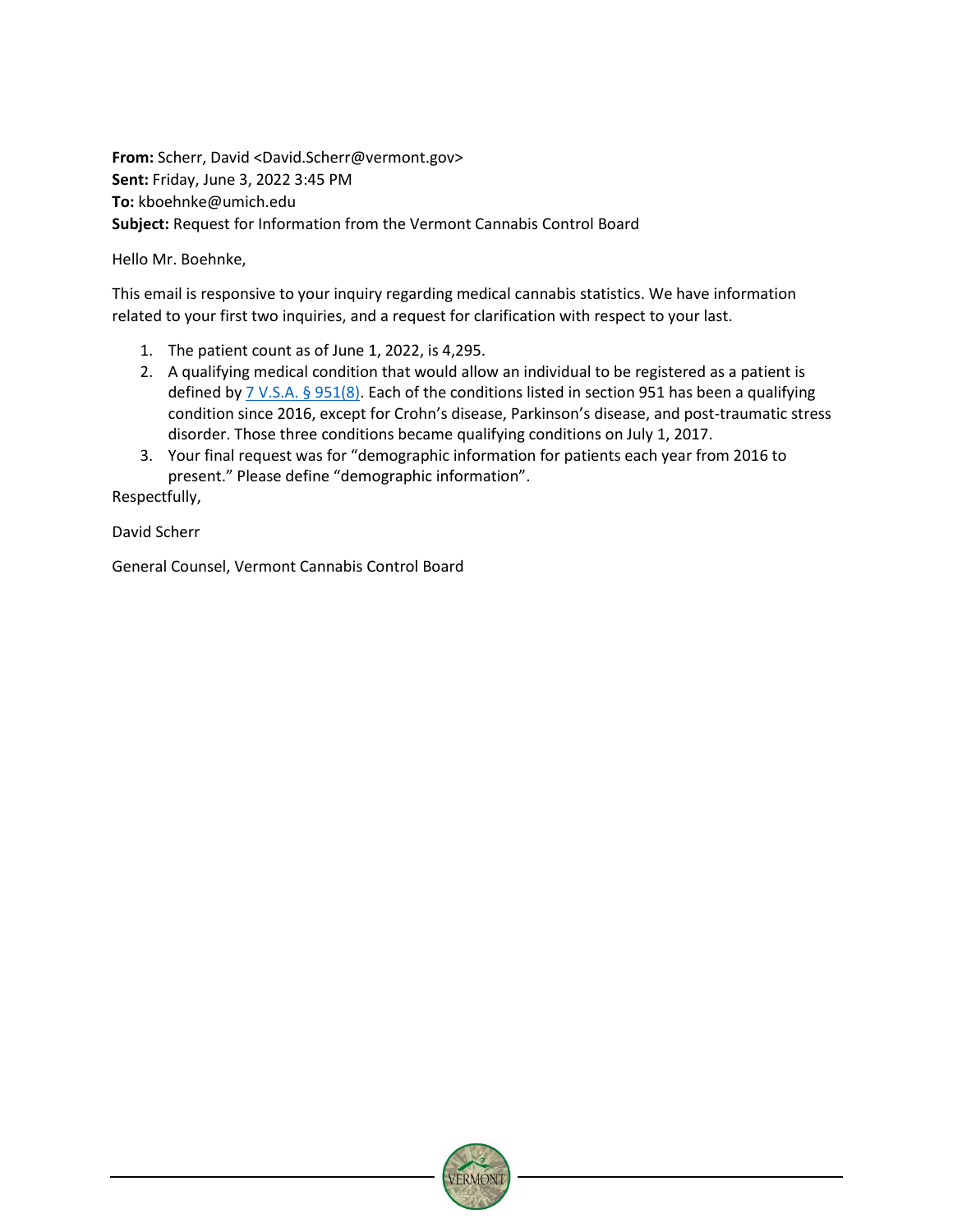**From:** Scherr, David <David.Scherr@vermont.gov>
**Sent:** Friday, June 3, 2022 3:45 PM
**To:** kboehnke@umich.edu
**Subject:** Request for Information from the Vermont Cannabis Control Board

Hello Mr. Boehnke,

This email is responsive to your inquiry regarding medical cannabis statistics. We have information related to your first two inquiries, and a request for clarification with respect to your last.

1. The patient count as of June 1, 2022, is 4,295.
2. A qualifying medical condition that would allow an individual to be registered as a patient is defined by 7 V.S.A. § 951(8). Each of the conditions listed in section 951 has been a qualifying condition since 2016, except for Crohn's disease, Parkinson's disease, and post-traumatic stress disorder. Those three conditions became qualifying conditions on July 1, 2017.
3. Your final request was for "demographic information for patients each year from 2016 to present." Please define "demographic information".

Respectfully,

David Scherr

General Counsel, Vermont Cannabis Control Board